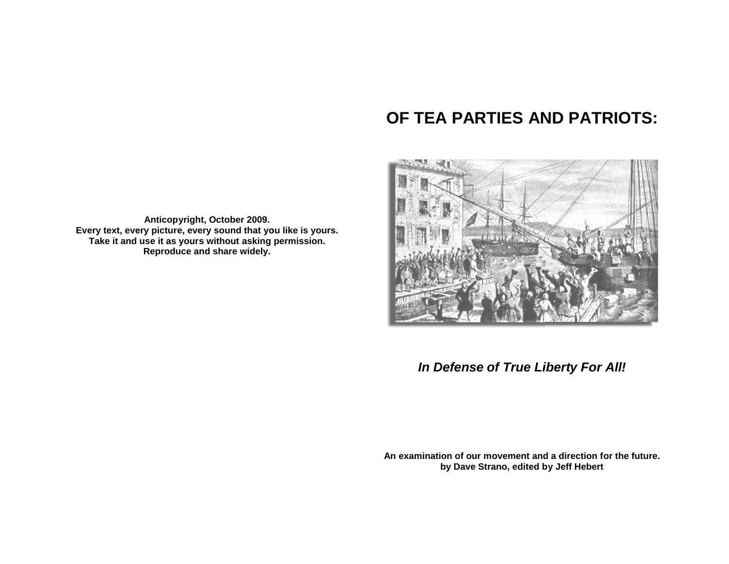Anticopyright, October 2009.
Every text, every picture, every sound that you like is yours.
Take it and use it as yours without asking permission.
Reproduce and share widely.

# OF TEA PARTIES AND PATRIOTS:

***In Defense of True Liberty For All!***

**An examination of our movement and a direction for the future.**
**by Dave Strano, edited by Jeff Hebert**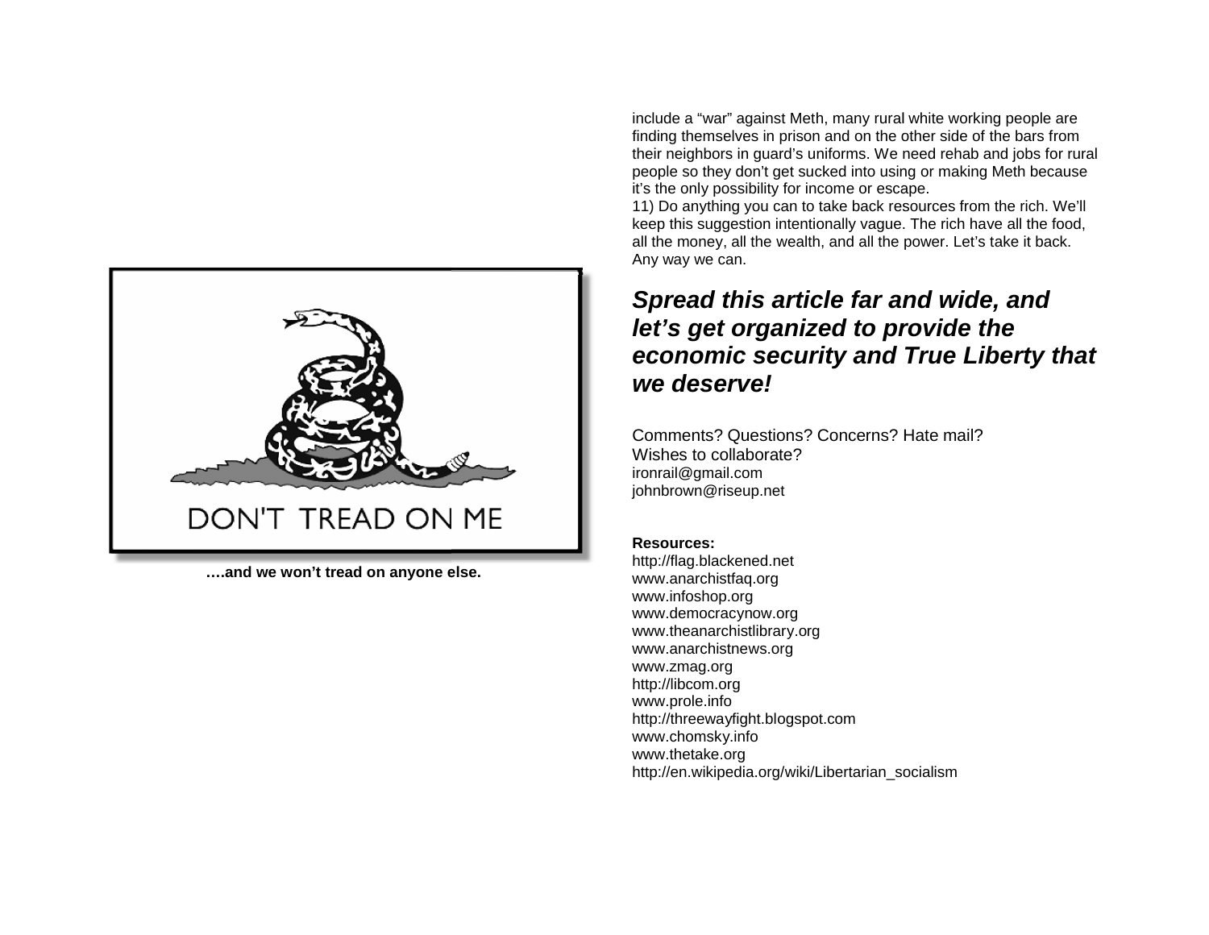DON'T TREAD ON ME

**….and we won't tread on anyone else.**

include a "war" against Meth, many rural white working people are finding themselves in prison and on the other side of the bars from their neighbors in guard's uniforms. We need rehab and jobs for rural people so they don't get sucked into using or making Meth because it's the only possibility for income or escape.

11) Do anything you can to take back resources from the rich. We'll keep this suggestion intentionally vague. The rich have all the food, all the money, all the wealth, and all the power. Let's take it back. Any way we can.

## ***Spread this article far and wide, and let's get organized to provide the economic security and True Liberty that we deserve!***

Comments? Questions? Concerns? Hate mail?
Wishes to collaborate?
ironrail@gmail.com
johnbrown@riseup.net

**Resources:**
http://flag.blackened.net
www.anarchistfaq.org
www.infoshop.org
www.democracynow.org
www.theanarchistlibrary.org
www.anarchistnews.org
www.zmag.org
http://libcom.org
www.prole.info
http://threewayfight.blogspot.com
www.chomsky.info
www.thetake.org
http://en.wikipedia.org/wiki/Libertarian_socialism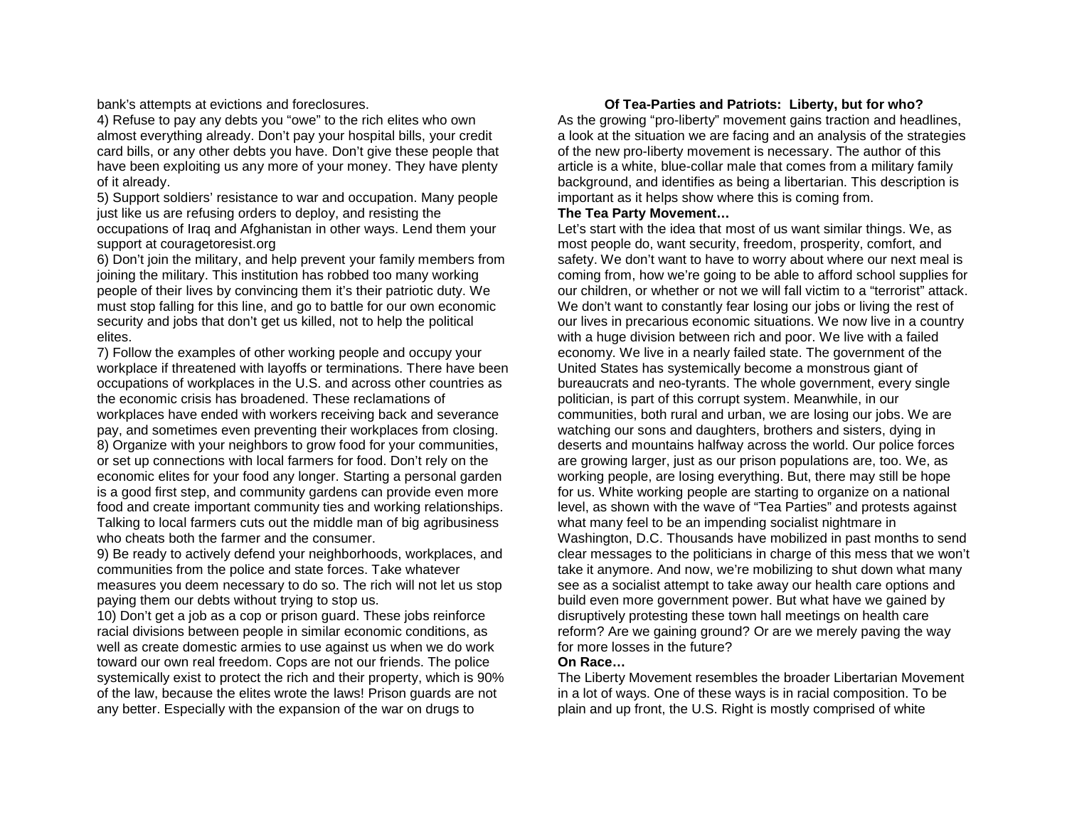bank's attempts at evictions and foreclosures.

4) Refuse to pay any debts you "owe" to the rich elites who own almost everything already. Don't pay your hospital bills, your credit card bills, or any other debts you have. Don't give these people that have been exploiting us any more of your money. They have plenty of it already.

5) Support soldiers' resistance to war and occupation. Many people just like us are refusing orders to deploy, and resisting the occupations of Iraq and Afghanistan in other ways. Lend them your support at couragetoresist.org

6) Don't join the military, and help prevent your family members from joining the military. This institution has robbed too many working people of their lives by convincing them it's their patriotic duty. We must stop falling for this line, and go to battle for our own economic security and jobs that don't get us killed, not to help the political elites.

7) Follow the examples of other working people and occupy your workplace if threatened with layoffs or terminations. There have been occupations of workplaces in the U.S. and across other countries as the economic crisis has broadened. These reclamations of workplaces have ended with workers receiving back and severance pay, and sometimes even preventing their workplaces from closing.

8) Organize with your neighbors to grow food for your communities, or set up connections with local farmers for food. Don't rely on the economic elites for your food any longer. Starting a personal garden is a good first step, and community gardens can provide even more food and create important community ties and working relationships. Talking to local farmers cuts out the middle man of big agribusiness who cheats both the farmer and the consumer.

9) Be ready to actively defend your neighborhoods, workplaces, and communities from the police and state forces. Take whatever measures you deem necessary to do so. The rich will not let us stop paying them our debts without trying to stop us.

10) Don't get a job as a cop or prison guard. These jobs reinforce racial divisions between people in similar economic conditions, as well as create domestic armies to use against us when we do work toward our own real freedom. Cops are not our friends. The police systemically exist to protect the rich and their property, which is 90% of the law, because the elites wrote the laws! Prison guards are not any better. Especially with the expansion of the war on drugs to

## Of Tea-Parties and Patriots: Liberty, but for who?

As the growing "pro-liberty" movement gains traction and headlines, a look at the situation we are facing and an analysis of the strategies of the new pro-liberty movement is necessary. The author of this article is a white, blue-collar male that comes from a military family background, and identifies as being a libertarian. This description is important as it helps show where this is coming from.

**The Tea Party Movement…**

Let's start with the idea that most of us want similar things. We, as most people do, want security, freedom, prosperity, comfort, and safety. We don't want to have to worry about where our next meal is coming from, how we're going to be able to afford school supplies for our children, or whether or not we will fall victim to a "terrorist" attack. We don't want to constantly fear losing our jobs or living the rest of our lives in precarious economic situations. We now live in a country with a huge division between rich and poor. We live with a failed economy. We live in a nearly failed state. The government of the United States has systemically become a monstrous giant of bureaucrats and neo-tyrants. The whole government, every single politician, is part of this corrupt system. Meanwhile, in our communities, both rural and urban, we are losing our jobs. We are watching our sons and daughters, brothers and sisters, dying in deserts and mountains halfway across the world. Our police forces are growing larger, just as our prison populations are, too. We, as working people, are losing everything. But, there may still be hope for us. White working people are starting to organize on a national level, as shown with the wave of "Tea Parties" and protests against what many feel to be an impending socialist nightmare in Washington, D.C. Thousands have mobilized in past months to send clear messages to the politicians in charge of this mess that we won't take it anymore. And now, we're mobilizing to shut down what many see as a socialist attempt to take away our health care options and build even more government power. But what have we gained by disruptively protesting these town hall meetings on health care reform? Are we gaining ground? Or are we merely paving the way for more losses in the future?

**On Race…**

The Liberty Movement resembles the broader Libertarian Movement in a lot of ways. One of these ways is in racial composition. To be plain and up front, the U.S. Right is mostly comprised of white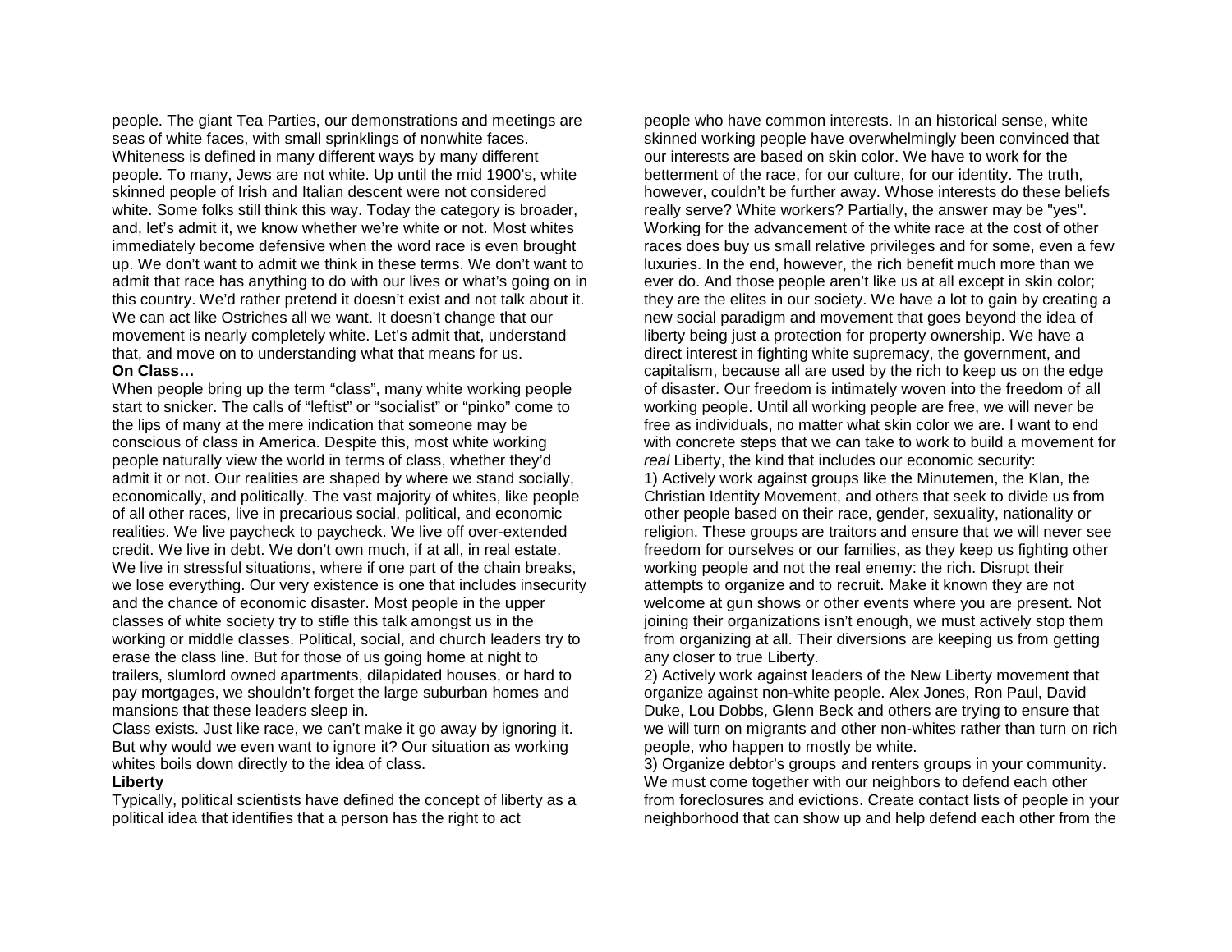people. The giant Tea Parties, our demonstrations and meetings are seas of white faces, with small sprinklings of nonwhite faces. Whiteness is defined in many different ways by many different people. To many, Jews are not white. Up until the mid 1900's, white skinned people of Irish and Italian descent were not considered white. Some folks still think this way. Today the category is broader, and, let's admit it, we know whether we're white or not. Most whites immediately become defensive when the word race is even brought up. We don't want to admit we think in these terms. We don't want to admit that race has anything to do with our lives or what's going on in this country. We'd rather pretend it doesn't exist and not talk about it. We can act like Ostriches all we want. It doesn't change that our movement is nearly completely white. Let's admit that, understand that, and move on to understanding what that means for us.

**On Class…**

When people bring up the term "class", many white working people start to snicker. The calls of "leftist" or "socialist" or "pinko" come to the lips of many at the mere indication that someone may be conscious of class in America. Despite this, most white working people naturally view the world in terms of class, whether they'd admit it or not. Our realities are shaped by where we stand socially, economically, and politically. The vast majority of whites, like people of all other races, live in precarious social, political, and economic realities. We live paycheck to paycheck. We live off over-extended credit. We live in debt. We don't own much, if at all, in real estate. We live in stressful situations, where if one part of the chain breaks, we lose everything. Our very existence is one that includes insecurity and the chance of economic disaster. Most people in the upper classes of white society try to stifle this talk amongst us in the working or middle classes. Political, social, and church leaders try to erase the class line. But for those of us going home at night to trailers, slumlord owned apartments, dilapidated houses, or hard to pay mortgages, we shouldn't forget the large suburban homes and mansions that these leaders sleep in.

Class exists. Just like race, we can't make it go away by ignoring it. But why would we even want to ignore it? Our situation as working whites boils down directly to the idea of class.

**Liberty**

Typically, political scientists have defined the concept of liberty as a political idea that identifies that a person has the right to act

people who have common interests. In an historical sense, white skinned working people have overwhelmingly been convinced that our interests are based on skin color. We have to work for the betterment of the race, for our culture, for our identity. The truth, however, couldn't be further away. Whose interests do these beliefs really serve? White workers? Partially, the answer may be "yes". Working for the advancement of the white race at the cost of other races does buy us small relative privileges and for some, even a few luxuries. In the end, however, the rich benefit much more than we ever do. And those people aren't like us at all except in skin color; they are the elites in our society. We have a lot to gain by creating a new social paradigm and movement that goes beyond the idea of liberty being just a protection for property ownership. We have a direct interest in fighting white supremacy, the government, and capitalism, because all are used by the rich to keep us on the edge of disaster. Our freedom is intimately woven into the freedom of all working people. Until all working people are free, we will never be free as individuals, no matter what skin color we are. I want to end with concrete steps that we can take to work to build a movement for *real* Liberty, the kind that includes our economic security:

1) Actively work against groups like the Minutemen, the Klan, the Christian Identity Movement, and others that seek to divide us from other people based on their race, gender, sexuality, nationality or religion. These groups are traitors and ensure that we will never see freedom for ourselves or our families, as they keep us fighting other working people and not the real enemy: the rich. Disrupt their attempts to organize and to recruit. Make it known they are not welcome at gun shows or other events where you are present. Not joining their organizations isn't enough, we must actively stop them from organizing at all. Their diversions are keeping us from getting any closer to true Liberty.

2) Actively work against leaders of the New Liberty movement that organize against non-white people. Alex Jones, Ron Paul, David Duke, Lou Dobbs, Glenn Beck and others are trying to ensure that we will turn on migrants and other non-whites rather than turn on rich people, who happen to mostly be white.

3) Organize debtor's groups and renters groups in your community. We must come together with our neighbors to defend each other from foreclosures and evictions. Create contact lists of people in your neighborhood that can show up and help defend each other from the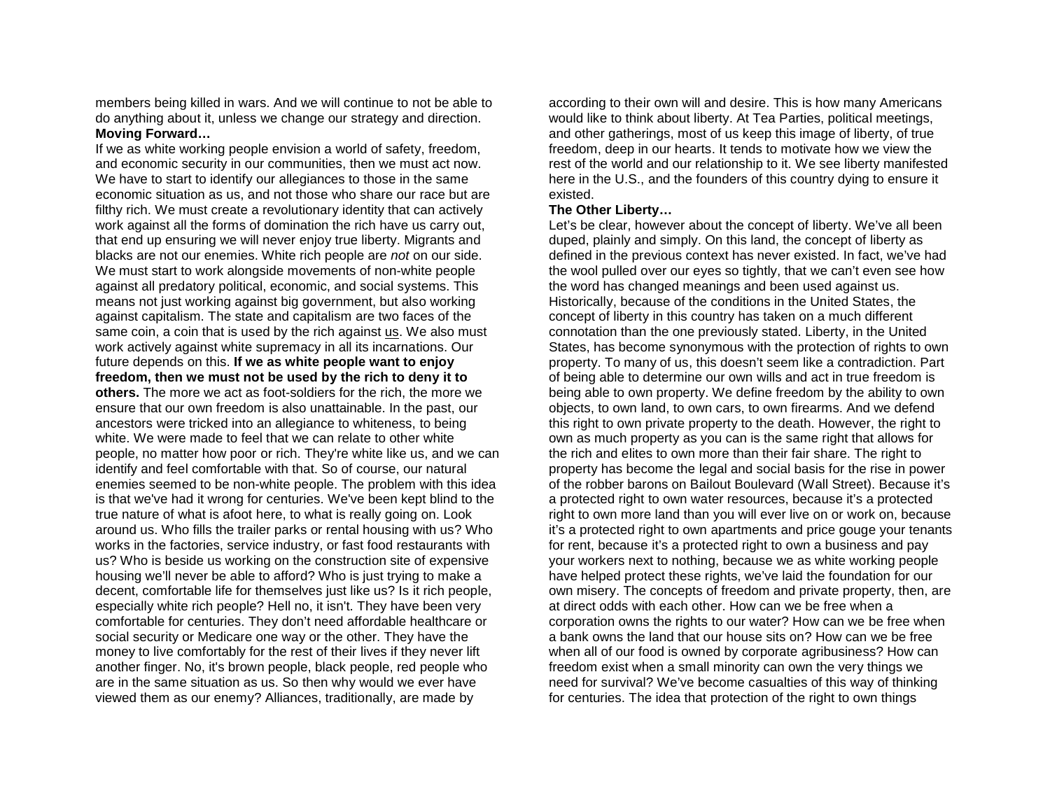members being killed in wars. And we will continue to not be able to do anything about it, unless we change our strategy and direction.

**Moving Forward…**

If we as white working people envision a world of safety, freedom, and economic security in our communities, then we must act now. We have to start to identify our allegiances to those in the same economic situation as us, and not those who share our race but are filthy rich. We must create a revolutionary identity that can actively work against all the forms of domination the rich have us carry out, that end up ensuring we will never enjoy true liberty. Migrants and blacks are not our enemies. White rich people are *not* on our side. We must start to work alongside movements of non-white people against all predatory political, economic, and social systems. This means not just working against big government, but also working against capitalism. The state and capitalism are two faces of the same coin, a coin that is used by the rich against us. We also must work actively against white supremacy in all its incarnations. Our future depends on this. **If we as white people want to enjoy freedom, then we must not be used by the rich to deny it to others.** The more we act as foot-soldiers for the rich, the more we ensure that our own freedom is also unattainable. In the past, our ancestors were tricked into an allegiance to whiteness, to being white. We were made to feel that we can relate to other white people, no matter how poor or rich. They're white like us, and we can identify and feel comfortable with that. So of course, our natural enemies seemed to be non-white people. The problem with this idea is that we've had it wrong for centuries. We've been kept blind to the true nature of what is afoot here, to what is really going on. Look around us. Who fills the trailer parks or rental housing with us? Who works in the factories, service industry, or fast food restaurants with us? Who is beside us working on the construction site of expensive housing we'll never be able to afford? Who is just trying to make a decent, comfortable life for themselves just like us? Is it rich people, especially white rich people? Hell no, it isn't. They have been very comfortable for centuries. They don't need affordable healthcare or social security or Medicare one way or the other. They have the money to live comfortably for the rest of their lives if they never lift another finger. No, it's brown people, black people, red people who are in the same situation as us. So then why would we ever have viewed them as our enemy? Alliances, traditionally, are made by according to their own will and desire. This is how many Americans would like to think about liberty. At Tea Parties, political meetings, and other gatherings, most of us keep this image of liberty, of true freedom, deep in our hearts. It tends to motivate how we view the rest of the world and our relationship to it. We see liberty manifested here in the U.S., and the founders of this country dying to ensure it existed.

**The Other Liberty…**

Let's be clear, however about the concept of liberty. We've all been duped, plainly and simply. On this land, the concept of liberty as defined in the previous context has never existed. In fact, we've had the wool pulled over our eyes so tightly, that we can't even see how the word has changed meanings and been used against us. Historically, because of the conditions in the United States, the concept of liberty in this country has taken on a much different connotation than the one previously stated. Liberty, in the United States, has become synonymous with the protection of rights to own property. To many of us, this doesn't seem like a contradiction. Part of being able to determine our own wills and act in true freedom is being able to own property. We define freedom by the ability to own objects, to own land, to own cars, to own firearms. And we defend this right to own private property to the death. However, the right to own as much property as you can is the same right that allows for the rich and elites to own more than their fair share. The right to property has become the legal and social basis for the rise in power of the robber barons on Bailout Boulevard (Wall Street). Because it's a protected right to own water resources, because it's a protected right to own more land than you will ever live on or work on, because it's a protected right to own apartments and price gouge your tenants for rent, because it's a protected right to own a business and pay your workers next to nothing, because we as white working people have helped protect these rights, we've laid the foundation for our own misery. The concepts of freedom and private property, then, are at direct odds with each other. How can we be free when a corporation owns the rights to our water? How can we be free when a bank owns the land that our house sits on? How can we be free when all of our food is owned by corporate agribusiness? How can freedom exist when a small minority can own the very things we need for survival? We've become casualties of this way of thinking for centuries. The idea that protection of the right to own things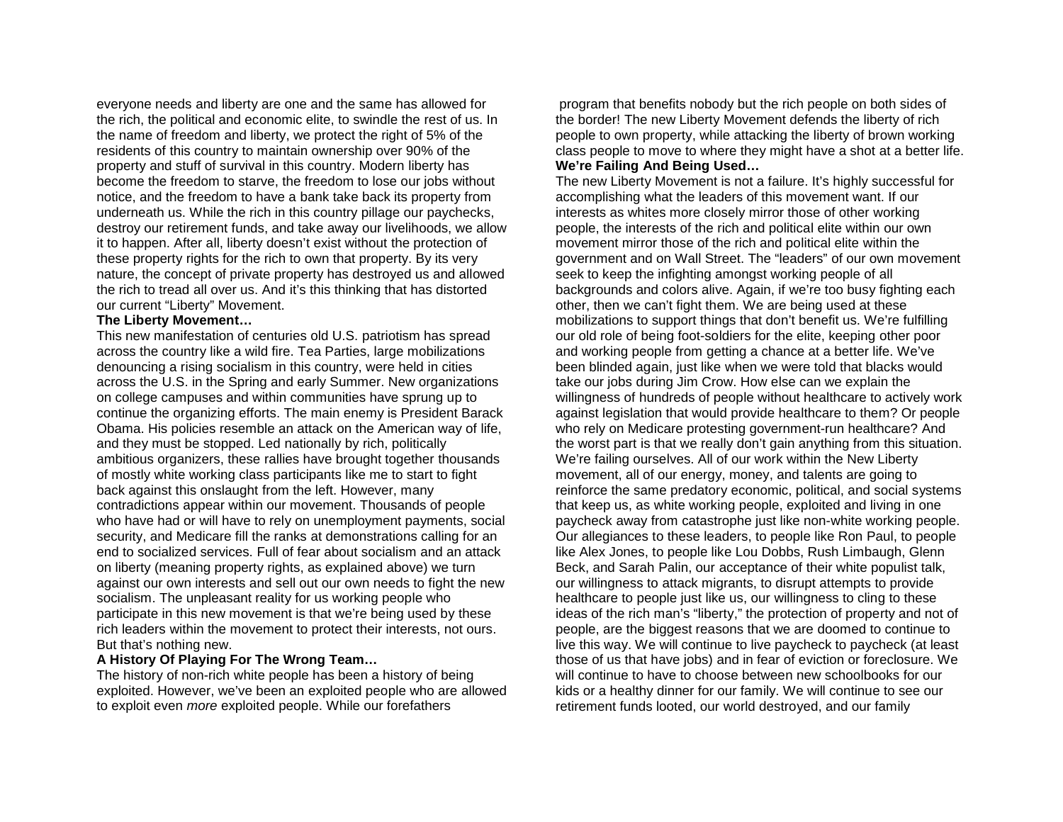everyone needs and liberty are one and the same has allowed for the rich, the political and economic elite, to swindle the rest of us. In the name of freedom and liberty, we protect the right of 5% of the residents of this country to maintain ownership over 90% of the property and stuff of survival in this country. Modern liberty has become the freedom to starve, the freedom to lose our jobs without notice, and the freedom to have a bank take back its property from underneath us. While the rich in this country pillage our paychecks, destroy our retirement funds, and take away our livelihoods, we allow it to happen. After all, liberty doesn't exist without the protection of these property rights for the rich to own that property. By its very nature, the concept of private property has destroyed us and allowed the rich to tread all over us. And it's this thinking that has distorted our current "Liberty" Movement.

**The Liberty Movement…**

This new manifestation of centuries old U.S. patriotism has spread across the country like a wild fire. Tea Parties, large mobilizations denouncing a rising socialism in this country, were held in cities across the U.S. in the Spring and early Summer. New organizations on college campuses and within communities have sprung up to continue the organizing efforts. The main enemy is President Barack Obama. His policies resemble an attack on the American way of life, and they must be stopped. Led nationally by rich, politically ambitious organizers, these rallies have brought together thousands of mostly white working class participants like me to start to fight back against this onslaught from the left. However, many contradictions appear within our movement. Thousands of people who have had or will have to rely on unemployment payments, social security, and Medicare fill the ranks at demonstrations calling for an end to socialized services. Full of fear about socialism and an attack on liberty (meaning property rights, as explained above) we turn against our own interests and sell out our own needs to fight the new socialism. The unpleasant reality for us working people who participate in this new movement is that we're being used by these rich leaders within the movement to protect their interests, not ours. But that's nothing new.

**A History Of Playing For The Wrong Team…**

The history of non-rich white people has been a history of being exploited. However, we've been an exploited people who are allowed to exploit even *more* exploited people. While our forefathers

program that benefits nobody but the rich people on both sides of the border! The new Liberty Movement defends the liberty of rich people to own property, while attacking the liberty of brown working class people to move to where they might have a shot at a better life.

**We're Failing And Being Used…**

The new Liberty Movement is not a failure. It's highly successful for accomplishing what the leaders of this movement want. If our interests as whites more closely mirror those of other working people, the interests of the rich and political elite within our own movement mirror those of the rich and political elite within the government and on Wall Street. The "leaders" of our own movement seek to keep the infighting amongst working people of all backgrounds and colors alive. Again, if we're too busy fighting each other, then we can't fight them. We are being used at these mobilizations to support things that don't benefit us. We're fulfilling our old role of being foot-soldiers for the elite, keeping other poor and working people from getting a chance at a better life. We've been blinded again, just like when we were told that blacks would take our jobs during Jim Crow. How else can we explain the willingness of hundreds of people without healthcare to actively work against legislation that would provide healthcare to them? Or people who rely on Medicare protesting government-run healthcare? And the worst part is that we really don't gain anything from this situation. We're failing ourselves. All of our work within the New Liberty movement, all of our energy, money, and talents are going to reinforce the same predatory economic, political, and social systems that keep us, as white working people, exploited and living in one paycheck away from catastrophe just like non-white working people. Our allegiances to these leaders, to people like Ron Paul, to people like Alex Jones, to people like Lou Dobbs, Rush Limbaugh, Glenn Beck, and Sarah Palin, our acceptance of their white populist talk, our willingness to attack migrants, to disrupt attempts to provide healthcare to people just like us, our willingness to cling to these ideas of the rich man's "liberty," the protection of property and not of people, are the biggest reasons that we are doomed to continue to live this way. We will continue to live paycheck to paycheck (at least those of us that have jobs) and in fear of eviction or foreclosure. We will continue to have to choose between new schoolbooks for our kids or a healthy dinner for our family. We will continue to see our retirement funds looted, our world destroyed, and our family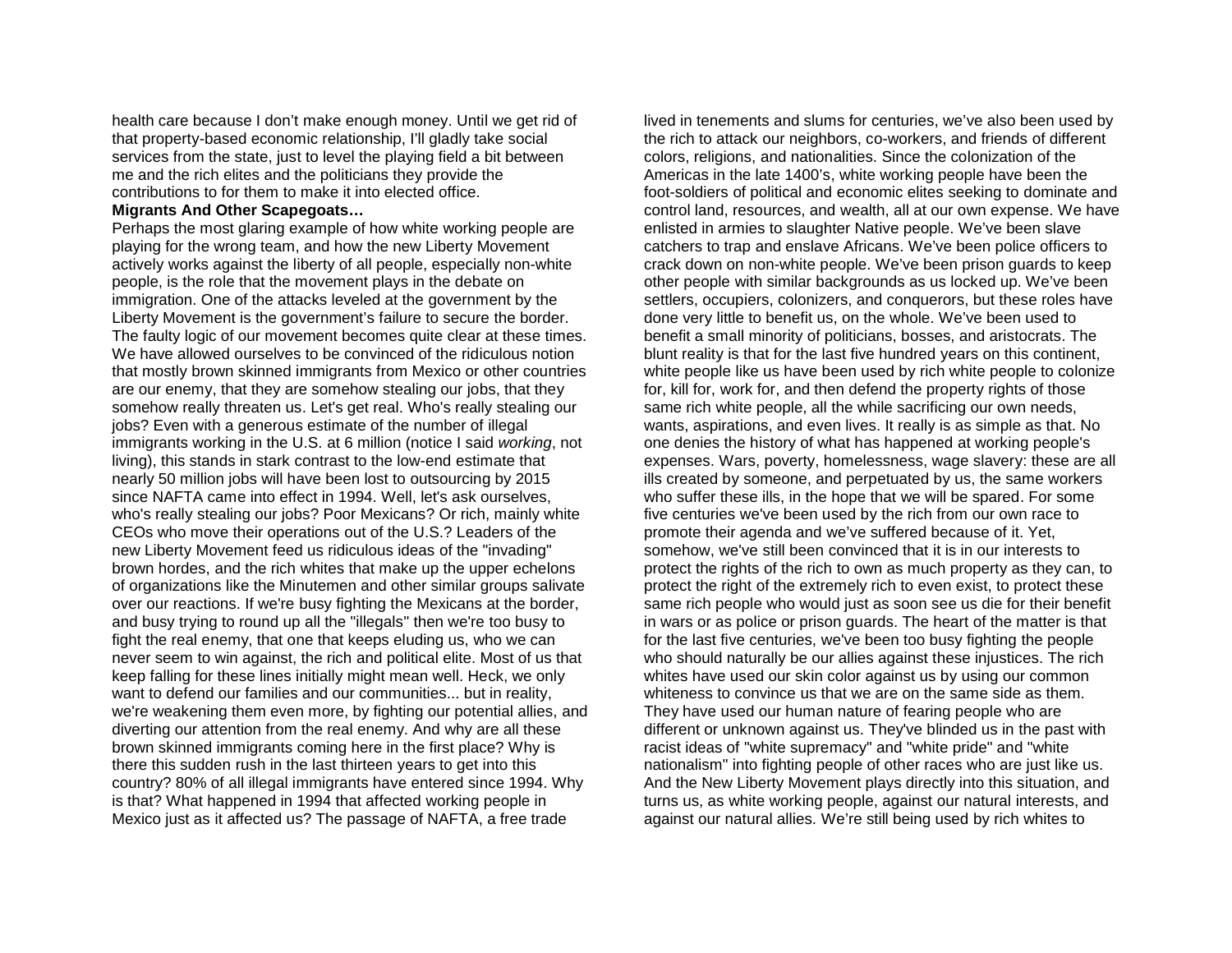health care because I don't make enough money. Until we get rid of that property-based economic relationship, I'll gladly take social services from the state, just to level the playing field a bit between me and the rich elites and the politicians they provide the contributions to for them to make it into elected office.

**Migrants And Other Scapegoats…**

Perhaps the most glaring example of how white working people are playing for the wrong team, and how the new Liberty Movement actively works against the liberty of all people, especially non-white people, is the role that the movement plays in the debate on immigration. One of the attacks leveled at the government by the Liberty Movement is the government's failure to secure the border. The faulty logic of our movement becomes quite clear at these times. We have allowed ourselves to be convinced of the ridiculous notion that mostly brown skinned immigrants from Mexico or other countries are our enemy, that they are somehow stealing our jobs, that they somehow really threaten us. Let's get real. Who's really stealing our jobs? Even with a generous estimate of the number of illegal immigrants working in the U.S. at 6 million (notice I said *working*, not living), this stands in stark contrast to the low-end estimate that nearly 50 million jobs will have been lost to outsourcing by 2015 since NAFTA came into effect in 1994. Well, let's ask ourselves, who's really stealing our jobs? Poor Mexicans? Or rich, mainly white CEOs who move their operations out of the U.S.? Leaders of the new Liberty Movement feed us ridiculous ideas of the "invading" brown hordes, and the rich whites that make up the upper echelons of organizations like the Minutemen and other similar groups salivate over our reactions. If we're busy fighting the Mexicans at the border, and busy trying to round up all the "illegals" then we're too busy to fight the real enemy, that one that keeps eluding us, who we can never seem to win against, the rich and political elite. Most of us that keep falling for these lines initially might mean well. Heck, we only want to defend our families and our communities... but in reality, we're weakening them even more, by fighting our potential allies, and diverting our attention from the real enemy. And why are all these brown skinned immigrants coming here in the first place? Why is there this sudden rush in the last thirteen years to get into this country? 80% of all illegal immigrants have entered since 1994. Why is that? What happened in 1994 that affected working people in Mexico just as it affected us? The passage of NAFTA, a free trade

lived in tenements and slums for centuries, we've also been used by the rich to attack our neighbors, co-workers, and friends of different colors, religions, and nationalities. Since the colonization of the Americas in the late 1400's, white working people have been the foot-soldiers of political and economic elites seeking to dominate and control land, resources, and wealth, all at our own expense. We have enlisted in armies to slaughter Native people. We've been slave catchers to trap and enslave Africans. We've been police officers to crack down on non-white people. We've been prison guards to keep other people with similar backgrounds as us locked up. We've been settlers, occupiers, colonizers, and conquerors, but these roles have done very little to benefit us, on the whole. We've been used to benefit a small minority of politicians, bosses, and aristocrats. The blunt reality is that for the last five hundred years on this continent, white people like us have been used by rich white people to colonize for, kill for, work for, and then defend the property rights of those same rich white people, all the while sacrificing our own needs, wants, aspirations, and even lives. It really is as simple as that. No one denies the history of what has happened at working people's expenses. Wars, poverty, homelessness, wage slavery: these are all ills created by someone, and perpetuated by us, the same workers who suffer these ills, in the hope that we will be spared. For some five centuries we've been used by the rich from our own race to promote their agenda and we've suffered because of it. Yet, somehow, we've still been convinced that it is in our interests to protect the rights of the rich to own as much property as they can, to protect the right of the extremely rich to even exist, to protect these same rich people who would just as soon see us die for their benefit in wars or as police or prison guards. The heart of the matter is that for the last five centuries, we've been too busy fighting the people who should naturally be our allies against these injustices. The rich whites have used our skin color against us by using our common whiteness to convince us that we are on the same side as them. They have used our human nature of fearing people who are different or unknown against us. They've blinded us in the past with racist ideas of "white supremacy" and "white pride" and "white nationalism" into fighting people of other races who are just like us. And the New Liberty Movement plays directly into this situation, and turns us, as white working people, against our natural interests, and against our natural allies. We're still being used by rich whites to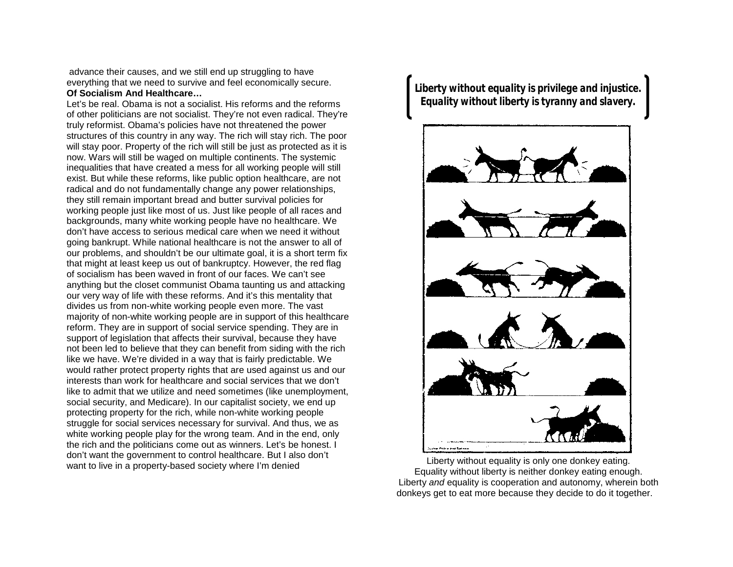advance their causes, and we still end up struggling to have everything that we need to survive and feel economically secure.

**Of Socialism And Healthcare…**

Let's be real. Obama is not a socialist. His reforms and the reforms of other politicians are not socialist. They're not even radical. They're truly reformist. Obama's policies have not threatened the power structures of this country in any way. The rich will stay rich. The poor will stay poor. Property of the rich will still be just as protected as it is now. Wars will still be waged on multiple continents. The systemic inequalities that have created a mess for all working people will still exist. But while these reforms, like public option healthcare, are not radical and do not fundamentally change any power relationships, they still remain important bread and butter survival policies for working people just like most of us. Just like people of all races and backgrounds, many white working people have no healthcare. We don't have access to serious medical care when we need it without going bankrupt. While national healthcare is not the answer to all of our problems, and shouldn't be our ultimate goal, it is a short term fix that might at least keep us out of bankruptcy. However, the red flag of socialism has been waved in front of our faces. We can't see anything but the closet communist Obama taunting us and attacking our very way of life with these reforms. And it's this mentality that divides us from non-white working people even more. The vast majority of non-white working people are in support of this healthcare reform. They are in support of social service spending. They are in support of legislation that affects their survival, because they have not been led to believe that they can benefit from siding with the rich like we have. We're divided in a way that is fairly predictable. We would rather protect property rights that are used against us and our interests than work for healthcare and social services that we don't like to admit that we utilize and need sometimes (like unemployment, social security, and Medicare). In our capitalist society, we end up protecting property for the rich, while non-white working people struggle for social services necessary for survival. And thus, we as white working people play for the wrong team. And in the end, only the rich and the politicians come out as winners. Let's be honest. I don't want the government to control healthcare. But I also don't want to live in a property-based society where I'm denied

***Liberty without equality is privilege and injustice. Equality without liberty is tyranny and slavery.***

Liberty without equality is only one donkey eating. Equality without liberty is neither donkey eating enough. Liberty *and* equality is cooperation and autonomy, wherein both donkeys get to eat more because they decide to do it together.